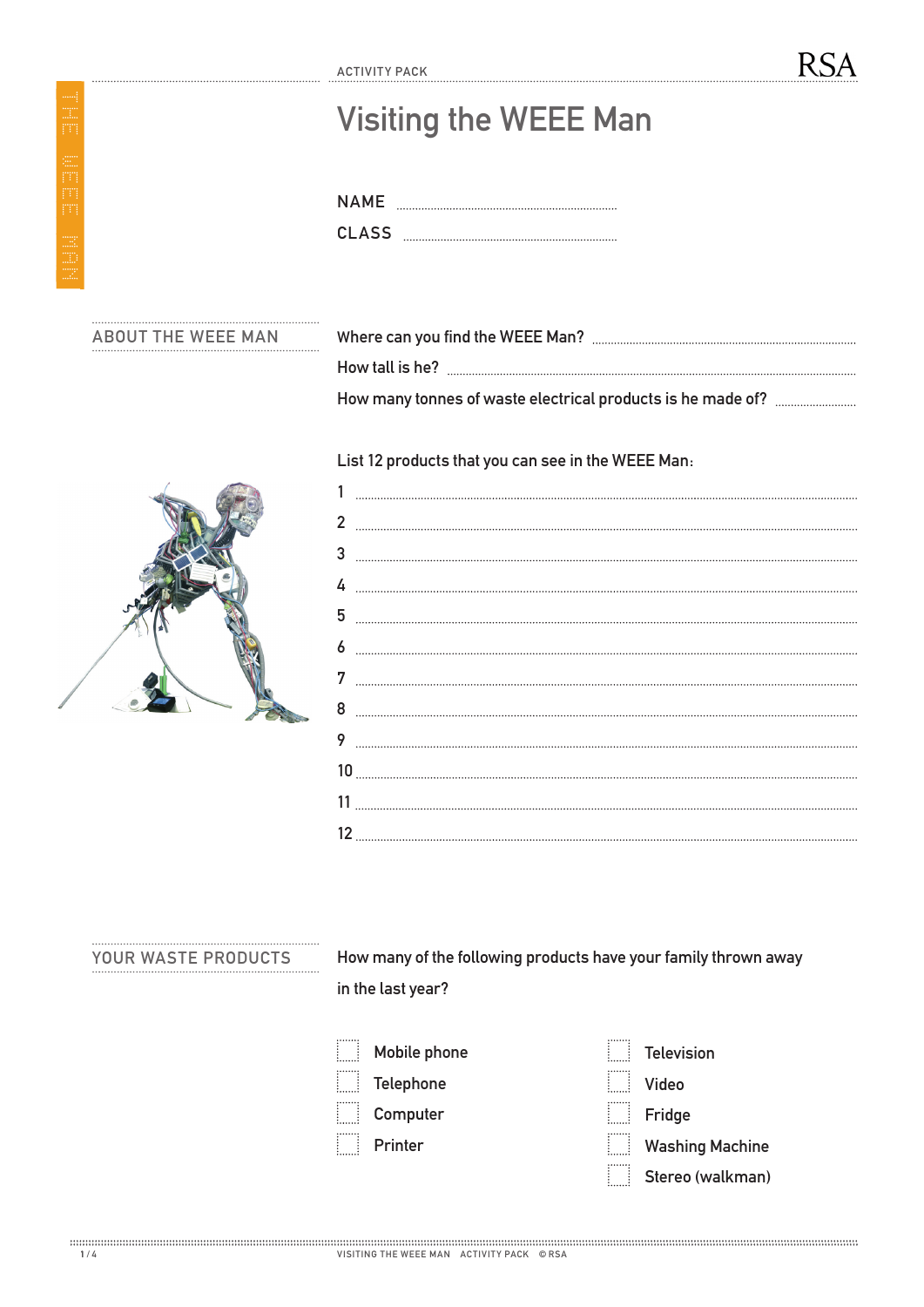ACTIVITY PACK

# Visiting the WEEE Man

NAME ..............................................

CLASS ..............................................

## ABOUT THE WEEE MAN

Where can you find the WEEE Man? ..............................................

How tall is he? ..............................................

How many tonnes of waste electrical products is he made of? ..............................................

List 12 products that you can see in the WEEE Man:

1 ..............................................
2 ..............................................
3 ..............................................
4 ..............................................
5 ..............................................
6 ..............................................
7 ..............................................
8 ..............................................
9 ..............................................
10 ..............................................
11 ..............................................
12 ..............................................

## YOUR WASTE PRODUCTS

How many of the following products have your family thrown away in the last year?

- [ ] Mobile phone
- [ ] Telephone
- [ ] Computer
- [ ] Printer
- [ ] Television
- [ ] Video
- [ ] Fridge
- [ ] Washing Machine
- [ ] Stereo (walkman)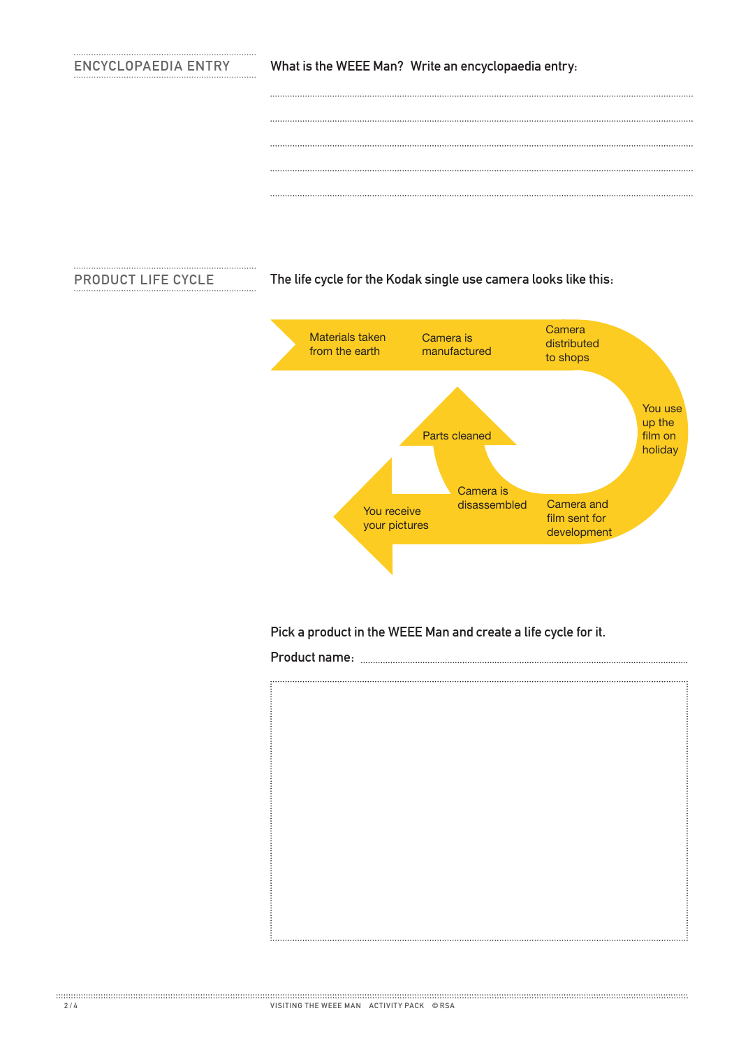## ENCYCLOPAEDIA ENTRY

What is the WEEE Man? Write an encyclopaedia entry:

..............................................................................................................................

..............................................................................................................................

..............................................................................................................................

..............................................................................................................................

..............................................................................................................................

## PRODUCT LIFE CYCLE

The life cycle for the Kodak single use camera looks like this:

1. Materials taken from the earth
2. Camera is manufactured
3. Camera distributed to shops
4. You use up the film on holiday
5. Camera and film sent for development
6. Camera is disassembled
7. Parts cleaned
8. You receive your pictures

Pick a product in the WEEE Man and create a life cycle for it.

Product name: ..............................................................................................................................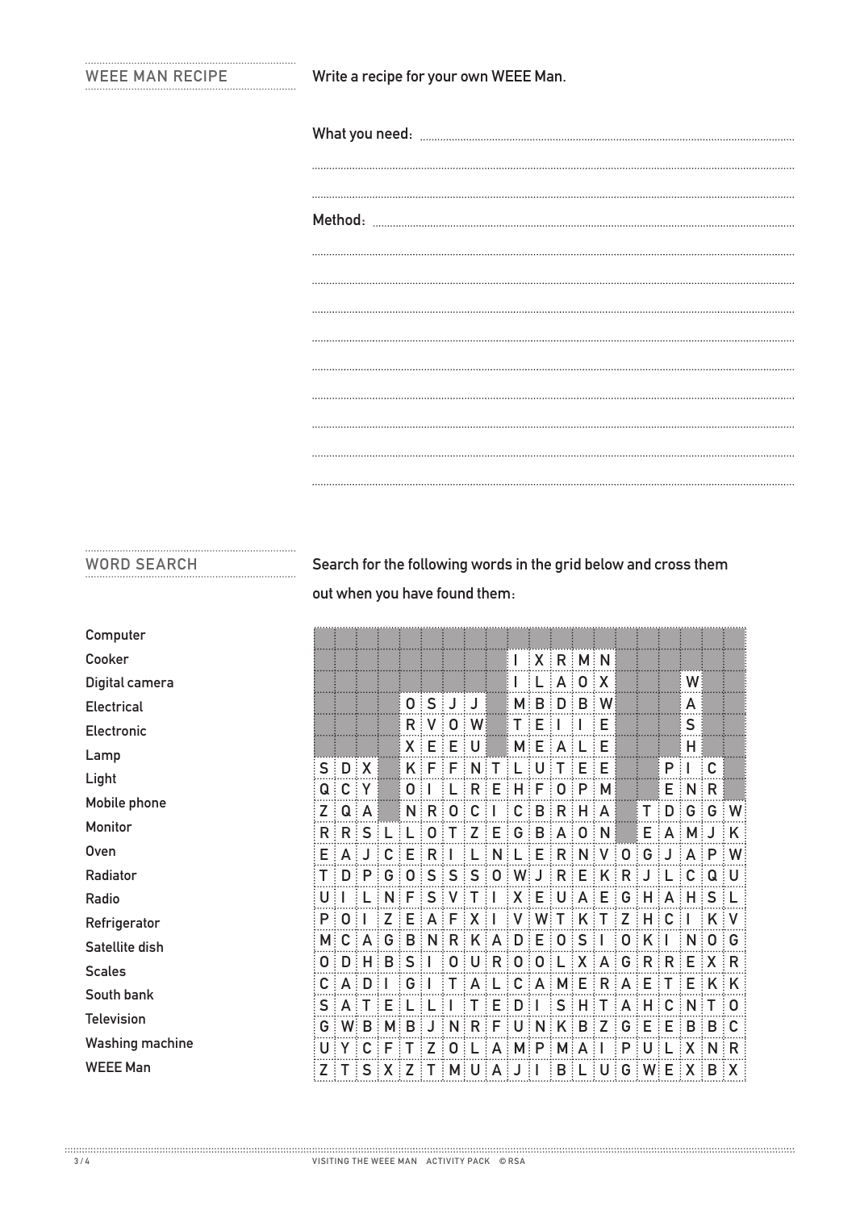## WEEE MAN RECIPE

Write a recipe for your own WEEE Man.

What you need: ..................................................................................................................

..................................................................................................................

..................................................................................................................

Method: ..................................................................................................................

..................................................................................................................

..................................................................................................................

..................................................................................................................

..................................................................................................................

..................................................................................................................

..................................................................................................................

..................................................................................................................

..................................................................................................................

## WORD SEARCH

Search for the following words in the grid below and cross them out when you have found them:

- Computer
- Cooker
- Digital camera
- Electrical
- Electronic
- Lamp
- Light
- Mobile phone
- Monitor
- Oven
- Radiator
- Radio
- Refrigerator
- Satellite dish
- Scales
- South bank
- Television
- Washing machine
- WEEE Man

| | | | | | | | | | | | | | | | | | | | |
|---|---|---|---|---|---|---|---|---|---|---|---|---|---|---|---|---|---|---|---|
| | | | | | | | | | I | X | R | M | N | | | | | | |
| | | | | | | | | | I | L | A | O | X | | | | W | | |
| | | | | O | S | J | J | | M | B | D | B | W | | | | A | | |
| | | | | R | V | O | W | | T | E | I | I | E | | | | S | | |
| | | | | X | E | E | U | | M | E | A | L | E | | | | H | | |
| S | D | X | | K | F | F | N | T | L | U | T | E | E | | | P | I | C | |
| Q | C | Y | | O | I | L | R | E | H | F | O | P | M | | | E | N | R | |
| Z | Q | A | | N | R | O | C | I | C | B | R | H | A | | T | D | G | G | W |
| R | R | S | L | L | O | T | Z | E | G | B | A | O | N | | E | A | M | J | K |
| E | A | J | C | E | R | I | L | N | L | E | R | N | V | O | G | J | A | P | W |
| T | D | P | G | O | S | S | S | O | W | J | R | E | K | R | J | L | C | Q | U |
| U | I | L | N | F | S | V | T | I | X | E | U | A | E | G | H | A | H | S | L |
| P | O | I | Z | E | A | F | X | I | V | W | T | K | T | Z | H | C | I | K | V |
| M | C | A | G | B | N | R | K | A | D | E | O | S | I | O | K | I | N | O | G |
| O | D | H | B | S | I | O | U | R | O | O | L | X | A | G | R | R | E | X | R |
| C | A | D | I | G | I | T | A | L | C | A | M | E | R | A | E | T | E | K | K |
| S | A | T | E | L | L | I | T | E | D | I | S | H | T | A | H | C | N | T | O |
| G | W | B | M | B | J | N | R | F | U | N | K | B | Z | G | E | E | B | B | C |
| U | Y | C | F | T | Z | O | L | A | M | P | M | A | I | P | U | L | X | N | R |
| Z | T | S | X | Z | T | M | U | A | J | I | B | L | U | G | W | E | X | B | X |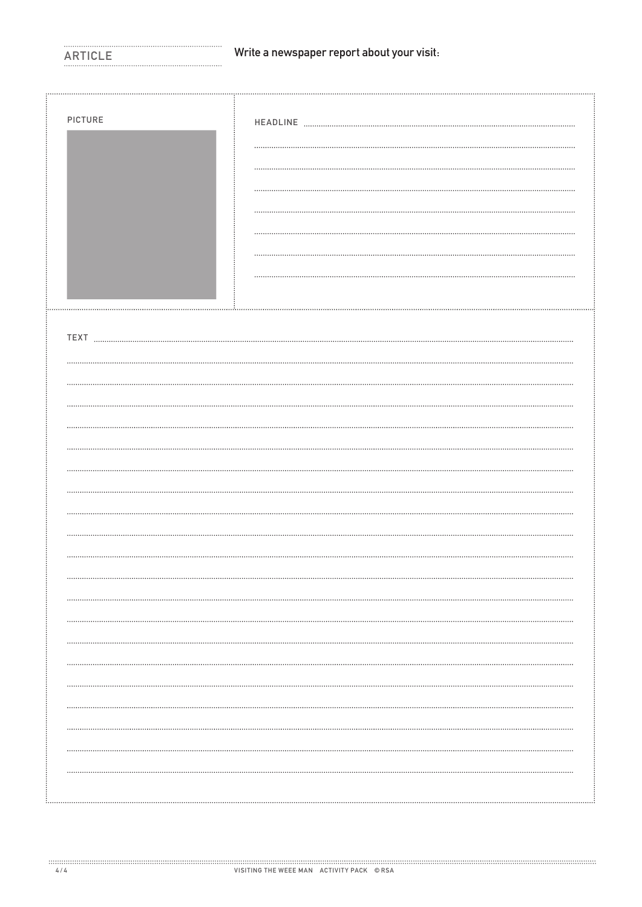ARTICLE

**Write a newspaper report about your visit:**

PICTURE

HEADLINE ..................................................................

TEXT ..................................................................